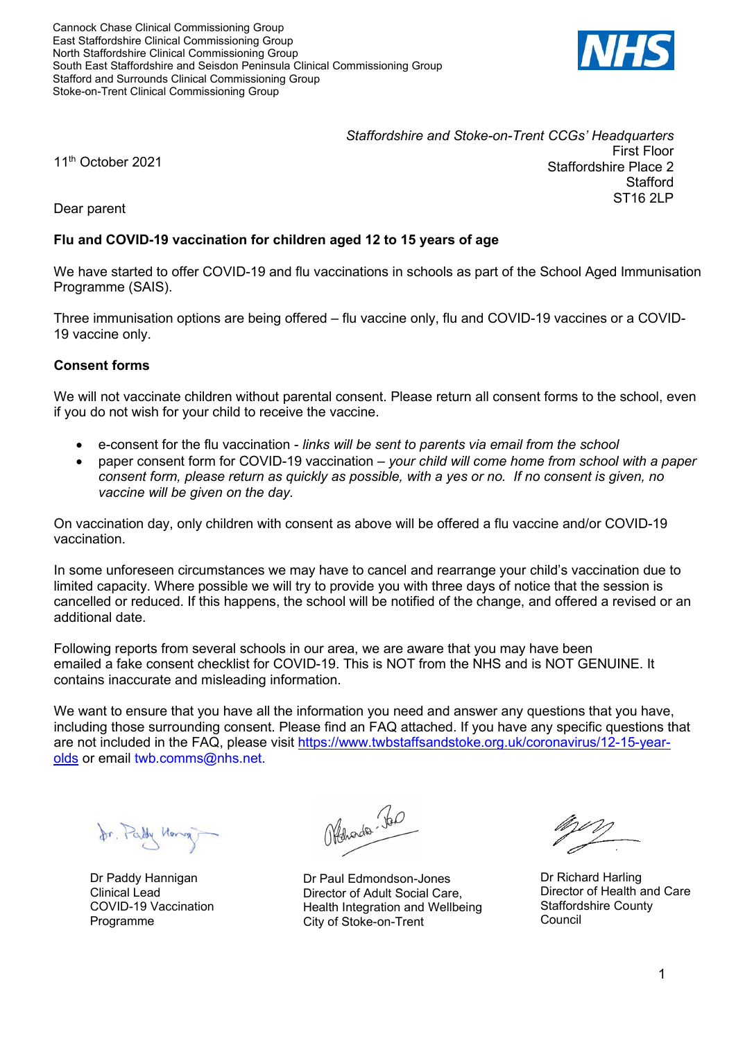Cannock Chase Clinical Commissioning Group
East Staffordshire Clinical Commissioning Group
North Staffordshire Clinical Commissioning Group
South East Staffordshire and Seisdon Peninsula Clinical Commissioning Group
Stafford and Surrounds Clinical Commissioning Group
Stoke-on-Trent Clinical Commissioning Group

NHS

*Staffordshire and Stoke-on-Trent CCGs' Headquarters*
First Floor
Staffordshire Place 2
Stafford
ST16 2LP

11th October 2021

Dear parent

**Flu and COVID-19 vaccination for children aged 12 to 15 years of age**

We have started to offer COVID-19 and flu vaccinations in schools as part of the School Aged Immunisation Programme (SAIS).

Three immunisation options are being offered – flu vaccine only, flu and COVID-19 vaccines or a COVID-19 vaccine only.

**Consent forms**

We will not vaccinate children without parental consent. Please return all consent forms to the school, even if you do not wish for your child to receive the vaccine.

- e-consent for the flu vaccination - *links will be sent to parents via email from the school*
- paper consent form for COVID-19 vaccination – *your child will come home from school with a paper consent form, please return as quickly as possible, with a yes or no. If no consent is given, no vaccine will be given on the day.*

On vaccination day, only children with consent as above will be offered a flu vaccine and/or COVID-19 vaccination.

In some unforeseen circumstances we may have to cancel and rearrange your child's vaccination due to limited capacity. Where possible we will try to provide you with three days of notice that the session is cancelled or reduced. If this happens, the school will be notified of the change, and offered a revised or an additional date.

Following reports from several schools in our area, we are aware that you may have been emailed a fake consent checklist for COVID-19. This is NOT from the NHS and is NOT GENUINE. It contains inaccurate and misleading information.

We want to ensure that you have all the information you need and answer any questions that you have, including those surrounding consent. Please find an FAQ attached. If you have any specific questions that are not included in the FAQ, please visit https://www.twbstaffsandstoke.org.uk/coronavirus/12-15-year-olds or email twb.comms@nhs.net.

Dr Paddy Hannigan
Clinical Lead
COVID-19 Vaccination Programme

Dr Paul Edmondson-Jones
Director of Adult Social Care, Health Integration and Wellbeing
City of Stoke-on-Trent

Dr Richard Harling
Director of Health and Care
Staffordshire County Council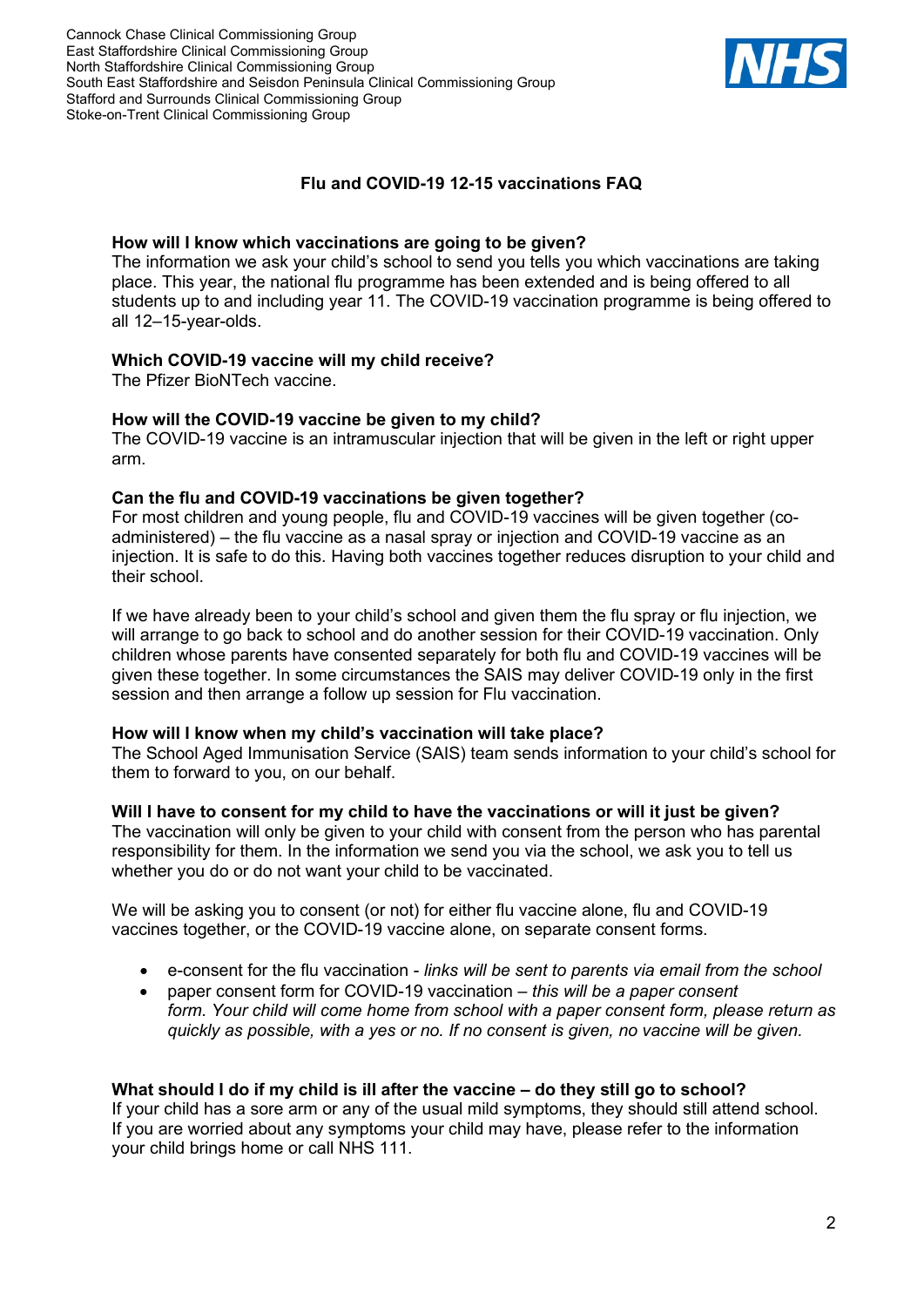Cannock Chase Clinical Commissioning Group
East Staffordshire Clinical Commissioning Group
North Staffordshire Clinical Commissioning Group
South East Staffordshire and Seisdon Peninsula Clinical Commissioning Group
Stafford and Surrounds Clinical Commissioning Group
Stoke-on-Trent Clinical Commissioning Group

## Flu and COVID-19 12-15 vaccinations FAQ

**How will I know which vaccinations are going to be given?**
The information we ask your child's school to send you tells you which vaccinations are taking place. This year, the national flu programme has been extended and is being offered to all students up to and including year 11. The COVID-19 vaccination programme is being offered to all 12–15-year-olds.

**Which COVID-19 vaccine will my child receive?**
The Pfizer BioNTech vaccine.

**How will the COVID-19 vaccine be given to my child?**
The COVID-19 vaccine is an intramuscular injection that will be given in the left or right upper arm.

**Can the flu and COVID-19 vaccinations be given together?**
For most children and young people, flu and COVID-19 vaccines will be given together (co-administered) – the flu vaccine as a nasal spray or injection and COVID-19 vaccine as an injection. It is safe to do this. Having both vaccines together reduces disruption to your child and their school.

If we have already been to your child's school and given them the flu spray or flu injection, we will arrange to go back to school and do another session for their COVID-19 vaccination. Only children whose parents have consented separately for both flu and COVID-19 vaccines will be given these together. In some circumstances the SAIS may deliver COVID-19 only in the first session and then arrange a follow up session for Flu vaccination.

**How will I know when my child's vaccination will take place?**
The School Aged Immunisation Service (SAIS) team sends information to your child's school for them to forward to you, on our behalf.

**Will I have to consent for my child to have the vaccinations or will it just be given?**
The vaccination will only be given to your child with consent from the person who has parental responsibility for them. In the information we send you via the school, we ask you to tell us whether you do or do not want your child to be vaccinated.

We will be asking you to consent (or not) for either flu vaccine alone, flu and COVID-19 vaccines together, or the COVID-19 vaccine alone, on separate consent forms.

- e-consent for the flu vaccination - *links will be sent to parents via email from the school*
- paper consent form for COVID-19 vaccination – *this will be a paper consent form. Your child will come home from school with a paper consent form, please return as quickly as possible, with a yes or no. If no consent is given, no vaccine will be given.*

**What should I do if my child is ill after the vaccine – do they still go to school?**
If your child has a sore arm or any of the usual mild symptoms, they should still attend school. If you are worried about any symptoms your child may have, please refer to the information your child brings home or call NHS 111.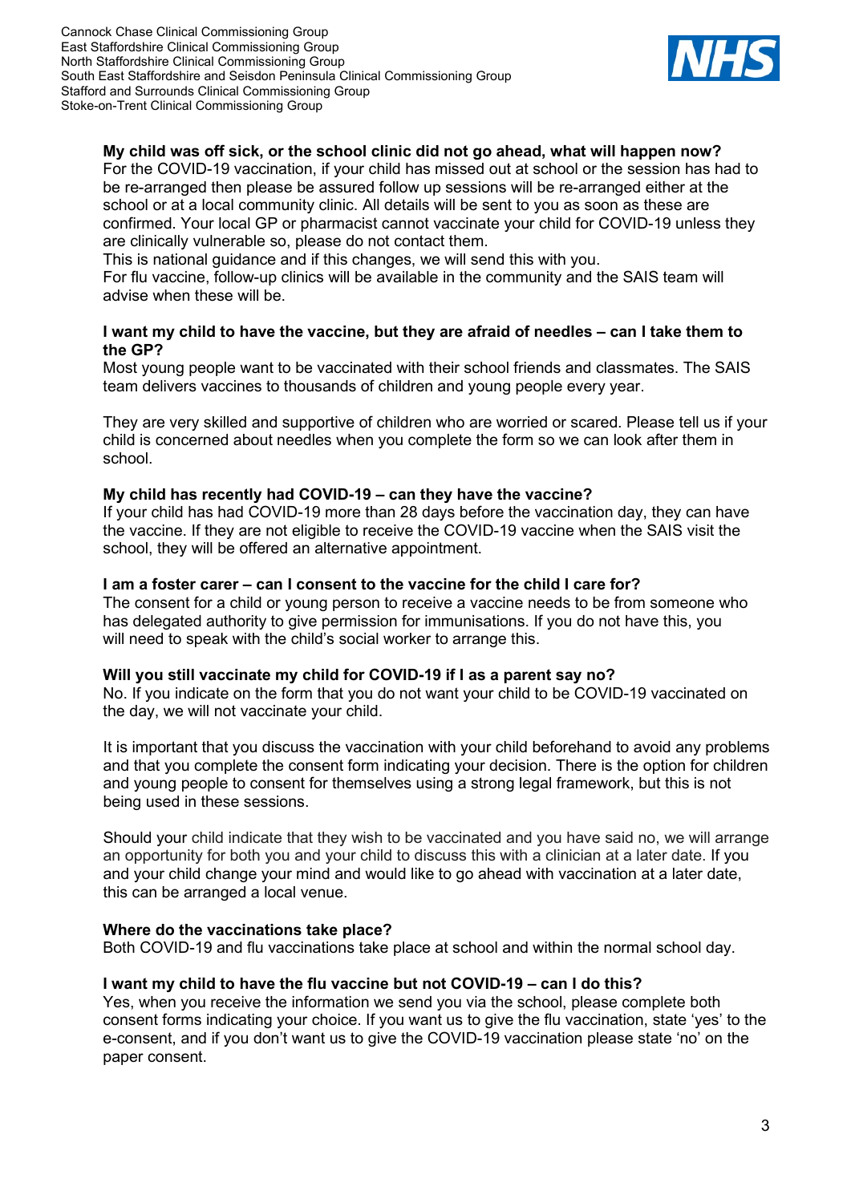**My child was off sick, or the school clinic did not go ahead, what will happen now?**

For the COVID-19 vaccination, if your child has missed out at school or the session has had to be re-arranged then please be assured follow up sessions will be re-arranged either at the school or at a local community clinic. All details will be sent to you as soon as these are confirmed. Your local GP or pharmacist cannot vaccinate your child for COVID-19 unless they are clinically vulnerable so, please do not contact them.

This is national guidance and if this changes, we will send this with you.

For flu vaccine, follow-up clinics will be available in the community and the SAIS team will advise when these will be.

**I want my child to have the vaccine, but they are afraid of needles – can I take them to the GP?**

Most young people want to be vaccinated with their school friends and classmates. The SAIS team delivers vaccines to thousands of children and young people every year.

They are very skilled and supportive of children who are worried or scared. Please tell us if your child is concerned about needles when you complete the form so we can look after them in school.

**My child has recently had COVID-19 – can they have the vaccine?**

If your child has had COVID-19 more than 28 days before the vaccination day, they can have the vaccine. If they are not eligible to receive the COVID-19 vaccine when the SAIS visit the school, they will be offered an alternative appointment.

**I am a foster carer – can I consent to the vaccine for the child I care for?**

The consent for a child or young person to receive a vaccine needs to be from someone who has delegated authority to give permission for immunisations. If you do not have this, you will need to speak with the child's social worker to arrange this.

**Will you still vaccinate my child for COVID-19 if I as a parent say no?**

No. If you indicate on the form that you do not want your child to be COVID-19 vaccinated on the day, we will not vaccinate your child.

It is important that you discuss the vaccination with your child beforehand to avoid any problems and that you complete the consent form indicating your decision. There is the option for children and young people to consent for themselves using a strong legal framework, but this is not being used in these sessions.

Should your child indicate that they wish to be vaccinated and you have said no, we will arrange an opportunity for both you and your child to discuss this with a clinician at a later date. If you and your child change your mind and would like to go ahead with vaccination at a later date, this can be arranged a local venue.

**Where do the vaccinations take place?**

Both COVID-19 and flu vaccinations take place at school and within the normal school day.

**I want my child to have the flu vaccine but not COVID-19 – can I do this?**

Yes, when you receive the information we send you via the school, please complete both consent forms indicating your choice. If you want us to give the flu vaccination, state 'yes' to the e-consent, and if you don't want us to give the COVID-19 vaccination please state 'no' on the paper consent.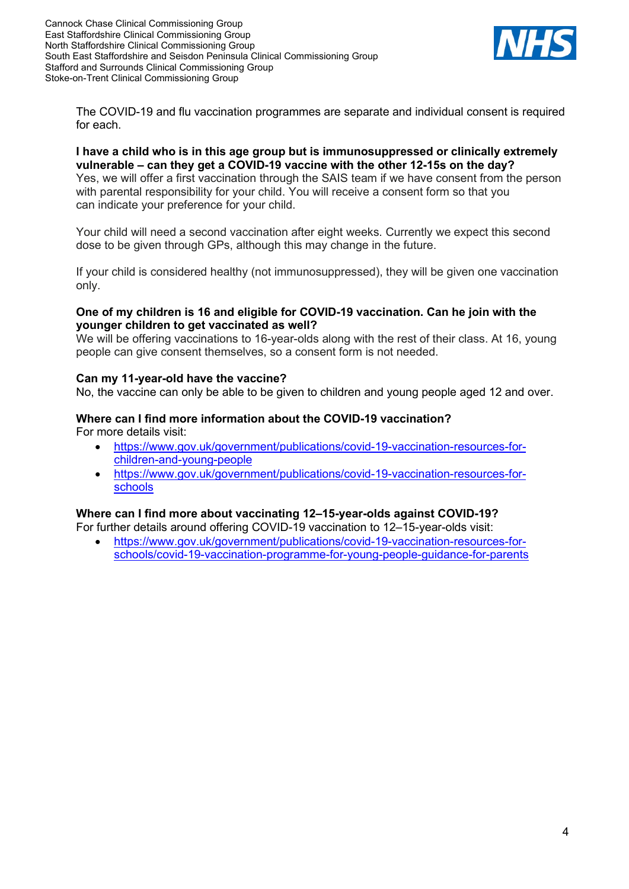The COVID-19 and flu vaccination programmes are separate and individual consent is required for each.

**I have a child who is in this age group but is immunosuppressed or clinically extremely vulnerable – can they get a COVID-19 vaccine with the other 12-15s on the day?**
Yes, we will offer a first vaccination through the SAIS team if we have consent from the person with parental responsibility for your child. You will receive a consent form so that you can indicate your preference for your child.

Your child will need a second vaccination after eight weeks. Currently we expect this second dose to be given through GPs, although this may change in the future.

If your child is considered healthy (not immunosuppressed), they will be given one vaccination only.

**One of my children is 16 and eligible for COVID-19 vaccination. Can he join with the younger children to get vaccinated as well?**
We will be offering vaccinations to 16-year-olds along with the rest of their class. At 16, young people can give consent themselves, so a consent form is not needed.

**Can my 11-year-old have the vaccine?**
No, the vaccine can only be able to be given to children and young people aged 12 and over.

**Where can I find more information about the COVID-19 vaccination?**
For more details visit:

- https://www.gov.uk/government/publications/covid-19-vaccination-resources-for-children-and-young-people
- https://www.gov.uk/government/publications/covid-19-vaccination-resources-for-schools

**Where can I find more about vaccinating 12–15-year-olds against COVID-19?**
For further details around offering COVID-19 vaccination to 12–15-year-olds visit:

- https://www.gov.uk/government/publications/covid-19-vaccination-resources-for-schools/covid-19-vaccination-programme-for-young-people-guidance-for-parents